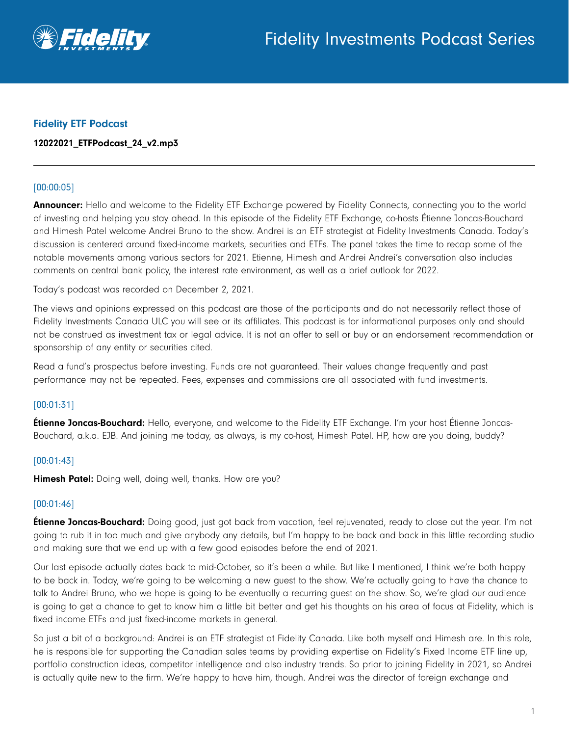# Fidelity Investments Podcast Series

## Fidelity ETF Podcast

**12022021_ETFPodcast_24_v2.mp3**

---

[00:00:05]

**Announcer:** Hello and welcome to the Fidelity ETF Exchange powered by Fidelity Connects, connecting you to the world of investing and helping you stay ahead. In this episode of the Fidelity ETF Exchange, co-hosts Étienne Joncas-Bouchard and Himesh Patel welcome Andrei Bruno to the show. Andrei is an ETF strategist at Fidelity Investments Canada. Today's discussion is centered around fixed-income markets, securities and ETFs. The panel takes the time to recap some of the notable movements among various sectors for 2021. Etienne, Himesh and Andrei Andrei's conversation also includes comments on central bank policy, the interest rate environment, as well as a brief outlook for 2022.

Today's podcast was recorded on December 2, 2021.

The views and opinions expressed on this podcast are those of the participants and do not necessarily reflect those of Fidelity Investments Canada ULC you will see or its affiliates. This podcast is for informational purposes only and should not be construed as investment tax or legal advice. It is not an offer to sell or buy or an endorsement recommendation or sponsorship of any entity or securities cited.

Read a fund's prospectus before investing. Funds are not guaranteed. Their values change frequently and past performance may not be repeated. Fees, expenses and commissions are all associated with fund investments.

[00:01:31]

**Étienne Joncas-Bouchard:** Hello, everyone, and welcome to the Fidelity ETF Exchange. I'm your host Étienne Joncas-Bouchard, a.k.a. EJB. And joining me today, as always, is my co-host, Himesh Patel. HP, how are you doing, buddy?

[00:01:43]

**Himesh Patel:** Doing well, doing well, thanks. How are you?

[00:01:46]

**Étienne Joncas-Bouchard:** Doing good, just got back from vacation, feel rejuvenated, ready to close out the year. I'm not going to rub it in too much and give anybody any details, but I'm happy to be back and back in this little recording studio and making sure that we end up with a few good episodes before the end of 2021.

Our last episode actually dates back to mid-October, so it's been a while. But like I mentioned, I think we're both happy to be back in. Today, we're going to be welcoming a new guest to the show. We're actually going to have the chance to talk to Andrei Bruno, who we hope is going to be eventually a recurring guest on the show. So, we're glad our audience is going to get a chance to get to know him a little bit better and get his thoughts on his area of focus at Fidelity, which is fixed income ETFs and just fixed-income markets in general.

So just a bit of a background: Andrei is an ETF strategist at Fidelity Canada. Like both myself and Himesh are. In this role, he is responsible for supporting the Canadian sales teams by providing expertise on Fidelity's Fixed Income ETF line up, portfolio construction ideas, competitor intelligence and also industry trends. So prior to joining Fidelity in 2021, so Andrei is actually quite new to the firm. We're happy to have him, though. Andrei was the director of foreign exchange and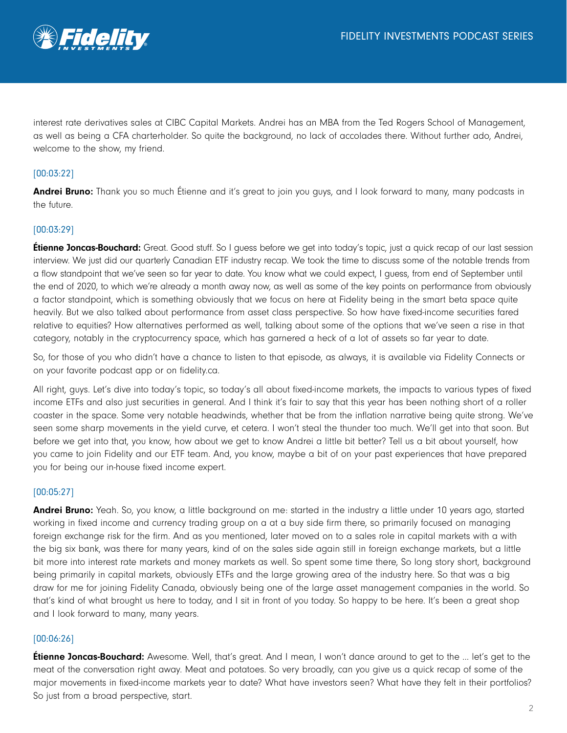interest rate derivatives sales at CIBC Capital Markets. Andrei has an MBA from the Ted Rogers School of Management, as well as being a CFA charterholder. So quite the background, no lack of accolades there. Without further ado, Andrei, welcome to the show, my friend.

[00:03:22]

**Andrei Bruno:** Thank you so much Étienne and it's great to join you guys, and I look forward to many, many podcasts in the future.

[00:03:29]

**Étienne Joncas-Bouchard:** Great. Good stuff. So I guess before we get into today's topic, just a quick recap of our last session interview. We just did our quarterly Canadian ETF industry recap. We took the time to discuss some of the notable trends from a flow standpoint that we've seen so far year to date. You know what we could expect, I guess, from end of September until the end of 2020, to which we're already a month away now, as well as some of the key points on performance from obviously a factor standpoint, which is something obviously that we focus on here at Fidelity being in the smart beta space quite heavily. But we also talked about performance from asset class perspective. So how have fixed-income securities fared relative to equities? How alternatives performed as well, talking about some of the options that we've seen a rise in that category, notably in the cryptocurrency space, which has garnered a heck of a lot of assets so far year to date.

So, for those of you who didn't have a chance to listen to that episode, as always, it is available via Fidelity Connects or on your favorite podcast app or on fidelity.ca.

All right, guys. Let's dive into today's topic, so today's all about fixed-income markets, the impacts to various types of fixed income ETFs and also just securities in general. And I think it's fair to say that this year has been nothing short of a roller coaster in the space. Some very notable headwinds, whether that be from the inflation narrative being quite strong. We've seen some sharp movements in the yield curve, et cetera. I won't steal the thunder too much. We'll get into that soon. But before we get into that, you know, how about we get to know Andrei a little bit better? Tell us a bit about yourself, how you came to join Fidelity and our ETF team. And, you know, maybe a bit of on your past experiences that have prepared you for being our in-house fixed income expert.

[00:05:27]

**Andrei Bruno:** Yeah. So, you know, a little background on me: started in the industry a little under 10 years ago, started working in fixed income and currency trading group on a at a buy side firm there, so primarily focused on managing foreign exchange risk for the firm. And as you mentioned, later moved on to a sales role in capital markets with a with the big six bank, was there for many years, kind of on the sales side again still in foreign exchange markets, but a little bit more into interest rate markets and money markets as well. So spent some time there, So long story short, background being primarily in capital markets, obviously ETFs and the large growing area of the industry here. So that was a big draw for me for joining Fidelity Canada, obviously being one of the large asset management companies in the world. So that's kind of what brought us here to today, and I sit in front of you today. So happy to be here. It's been a great shop and I look forward to many, many years.

[00:06:26]

**Étienne Joncas-Bouchard:** Awesome. Well, that's great. And I mean, I won't dance around to get to the ... let's get to the meat of the conversation right away. Meat and potatoes. So very broadly, can you give us a quick recap of some of the major movements in fixed-income markets year to date? What have investors seen? What have they felt in their portfolios? So just from a broad perspective, start.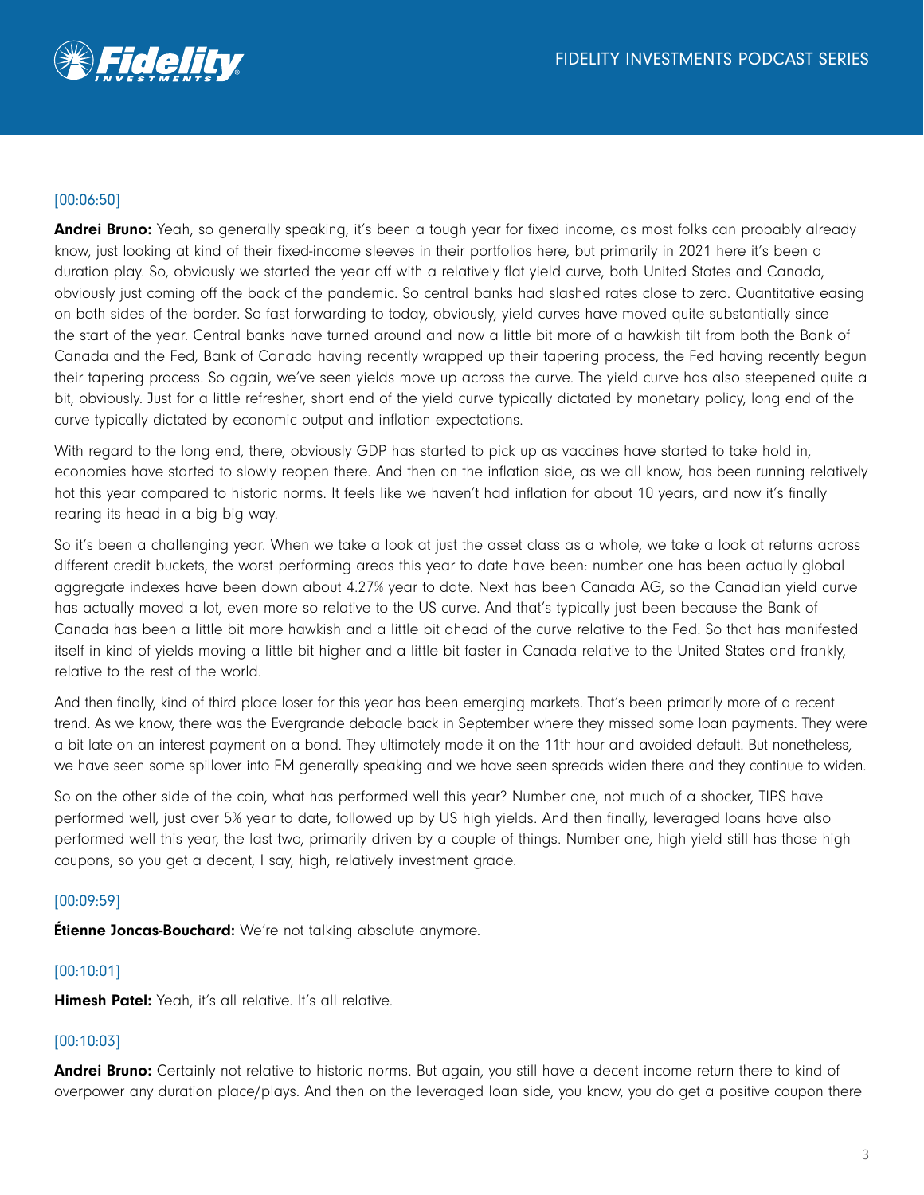[00:06:50]

**Andrei Bruno:** Yeah, so generally speaking, it's been a tough year for fixed income, as most folks can probably already know, just looking at kind of their fixed-income sleeves in their portfolios here, but primarily in 2021 here it's been a duration play. So, obviously we started the year off with a relatively flat yield curve, both United States and Canada, obviously just coming off the back of the pandemic. So central banks had slashed rates close to zero. Quantitative easing on both sides of the border. So fast forwarding to today, obviously, yield curves have moved quite substantially since the start of the year. Central banks have turned around and now a little bit more of a hawkish tilt from both the Bank of Canada and the Fed, Bank of Canada having recently wrapped up their tapering process, the Fed having recently begun their tapering process. So again, we've seen yields move up across the curve. The yield curve has also steepened quite a bit, obviously. Just for a little refresher, short end of the yield curve typically dictated by monetary policy, long end of the curve typically dictated by economic output and inflation expectations.

With regard to the long end, there, obviously GDP has started to pick up as vaccines have started to take hold in, economies have started to slowly reopen there. And then on the inflation side, as we all know, has been running relatively hot this year compared to historic norms. It feels like we haven't had inflation for about 10 years, and now it's finally rearing its head in a big big way.

So it's been a challenging year. When we take a look at just the asset class as a whole, we take a look at returns across different credit buckets, the worst performing areas this year to date have been: number one has been actually global aggregate indexes have been down about 4.27% year to date. Next has been Canada AG, so the Canadian yield curve has actually moved a lot, even more so relative to the US curve. And that's typically just been because the Bank of Canada has been a little bit more hawkish and a little bit ahead of the curve relative to the Fed. So that has manifested itself in kind of yields moving a little bit higher and a little bit faster in Canada relative to the United States and frankly, relative to the rest of the world.

And then finally, kind of third place loser for this year has been emerging markets. That's been primarily more of a recent trend. As we know, there was the Evergrande debacle back in September where they missed some loan payments. They were a bit late on an interest payment on a bond. They ultimately made it on the 11th hour and avoided default. But nonetheless, we have seen some spillover into EM generally speaking and we have seen spreads widen there and they continue to widen.

So on the other side of the coin, what has performed well this year? Number one, not much of a shocker, TIPS have performed well, just over 5% year to date, followed up by US high yields. And then finally, leveraged loans have also performed well this year, the last two, primarily driven by a couple of things. Number one, high yield still has those high coupons, so you get a decent, I say, high, relatively investment grade.

[00:09:59]

**Étienne Joncas-Bouchard:** We're not talking absolute anymore.

[00:10:01]

**Himesh Patel:** Yeah, it's all relative. It's all relative.

[00:10:03]

**Andrei Bruno:** Certainly not relative to historic norms. But again, you still have a decent income return there to kind of overpower any duration place/plays. And then on the leveraged loan side, you know, you do get a positive coupon there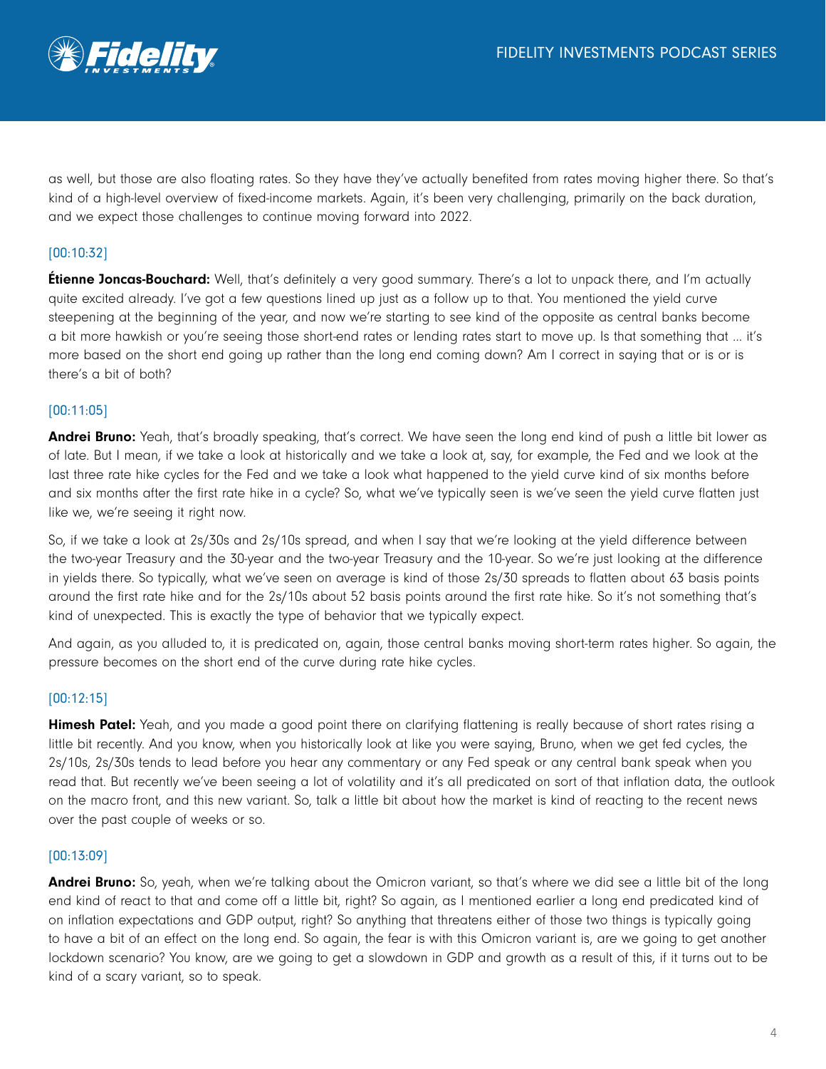as well, but those are also floating rates. So they have they've actually benefited from rates moving higher there. So that's kind of a high-level overview of fixed-income markets. Again, it's been very challenging, primarily on the back duration, and we expect those challenges to continue moving forward into 2022.

[00:10:32]

**Étienne Joncas-Bouchard:** Well, that's definitely a very good summary. There's a lot to unpack there, and I'm actually quite excited already. I've got a few questions lined up just as a follow up to that. You mentioned the yield curve steepening at the beginning of the year, and now we're starting to see kind of the opposite as central banks become a bit more hawkish or you're seeing those short-end rates or lending rates start to move up. Is that something that … it's more based on the short end going up rather than the long end coming down? Am I correct in saying that or is or is there's a bit of both?

[00:11:05]

**Andrei Bruno:** Yeah, that's broadly speaking, that's correct. We have seen the long end kind of push a little bit lower as of late. But I mean, if we take a look at historically and we take a look at, say, for example, the Fed and we look at the last three rate hike cycles for the Fed and we take a look what happened to the yield curve kind of six months before and six months after the first rate hike in a cycle? So, what we've typically seen is we've seen the yield curve flatten just like we, we're seeing it right now.

So, if we take a look at 2s/30s and 2s/10s spread, and when I say that we're looking at the yield difference between the two-year Treasury and the 30-year and the two-year Treasury and the 10-year. So we're just looking at the difference in yields there. So typically, what we've seen on average is kind of those 2s/30 spreads to flatten about 63 basis points around the first rate hike and for the 2s/10s about 52 basis points around the first rate hike. So it's not something that's kind of unexpected. This is exactly the type of behavior that we typically expect.

And again, as you alluded to, it is predicated on, again, those central banks moving short-term rates higher. So again, the pressure becomes on the short end of the curve during rate hike cycles.

[00:12:15]

**Himesh Patel:** Yeah, and you made a good point there on clarifying flattening is really because of short rates rising a little bit recently. And you know, when you historically look at like you were saying, Bruno, when we get fed cycles, the 2s/10s, 2s/30s tends to lead before you hear any commentary or any Fed speak or any central bank speak when you read that. But recently we've been seeing a lot of volatility and it's all predicated on sort of that inflation data, the outlook on the macro front, and this new variant. So, talk a little bit about how the market is kind of reacting to the recent news over the past couple of weeks or so.

[00:13:09]

**Andrei Bruno:** So, yeah, when we're talking about the Omicron variant, so that's where we did see a little bit of the long end kind of react to that and come off a little bit, right? So again, as I mentioned earlier a long end predicated kind of on inflation expectations and GDP output, right? So anything that threatens either of those two things is typically going to have a bit of an effect on the long end. So again, the fear is with this Omicron variant is, are we going to get another lockdown scenario? You know, are we going to get a slowdown in GDP and growth as a result of this, if it turns out to be kind of a scary variant, so to speak.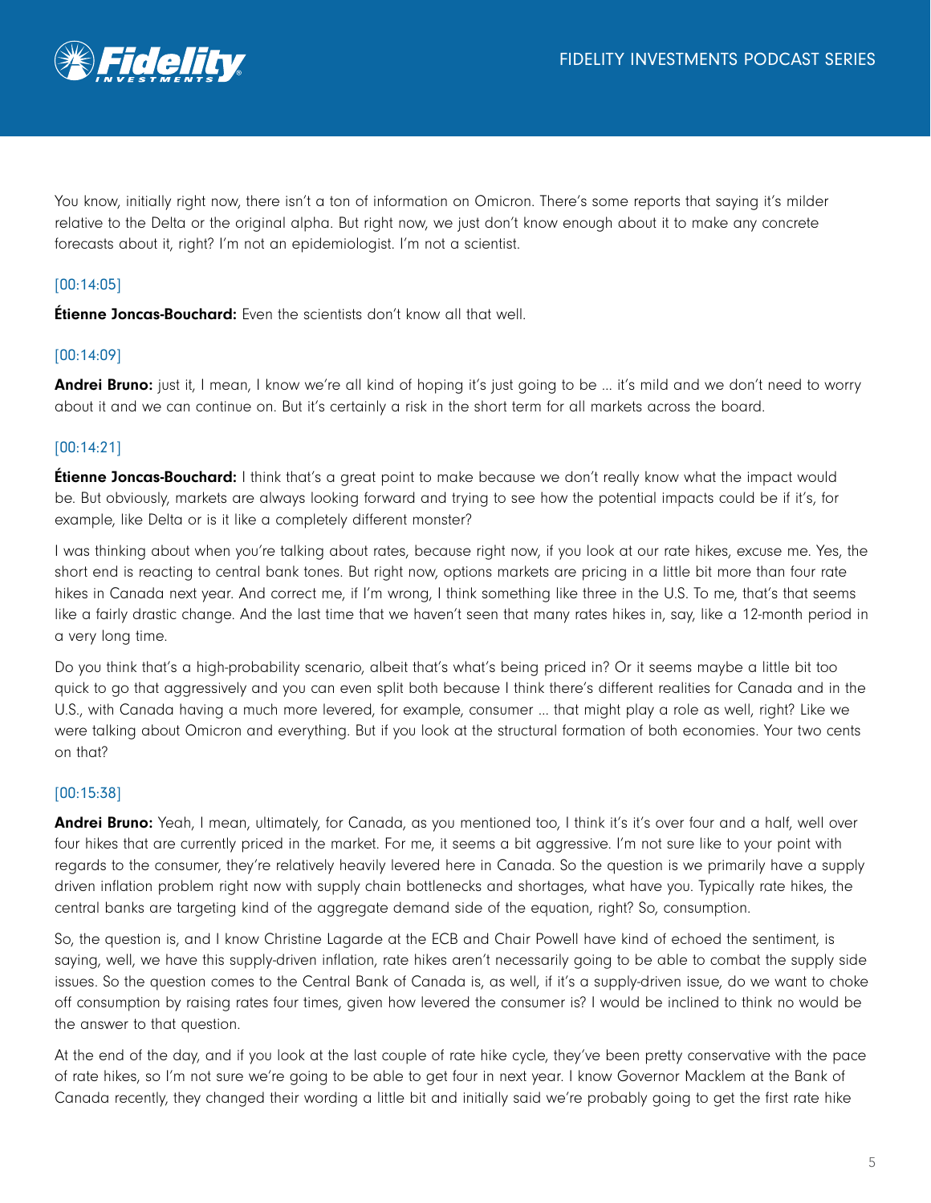You know, initially right now, there isn't a ton of information on Omicron. There's some reports that saying it's milder relative to the Delta or the original alpha. But right now, we just don't know enough about it to make any concrete forecasts about it, right? I'm not an epidemiologist. I'm not a scientist.

[00:14:05]

**Étienne Joncas-Bouchard:** Even the scientists don't know all that well.

[00:14:09]

**Andrei Bruno:** just it, I mean, I know we're all kind of hoping it's just going to be ... it's mild and we don't need to worry about it and we can continue on. But it's certainly a risk in the short term for all markets across the board.

[00:14:21]

**Étienne Joncas-Bouchard:** I think that's a great point to make because we don't really know what the impact would be. But obviously, markets are always looking forward and trying to see how the potential impacts could be if it's, for example, like Delta or is it like a completely different monster?

I was thinking about when you're talking about rates, because right now, if you look at our rate hikes, excuse me. Yes, the short end is reacting to central bank tones. But right now, options markets are pricing in a little bit more than four rate hikes in Canada next year. And correct me, if I'm wrong, I think something like three in the U.S. To me, that's that seems like a fairly drastic change. And the last time that we haven't seen that many rates hikes in, say, like a 12-month period in a very long time.

Do you think that's a high-probability scenario, albeit that's what's being priced in? Or it seems maybe a little bit too quick to go that aggressively and you can even split both because I think there's different realities for Canada and in the U.S., with Canada having a much more levered, for example, consumer ... that might play a role as well, right? Like we were talking about Omicron and everything. But if you look at the structural formation of both economies. Your two cents on that?

[00:15:38]

**Andrei Bruno:** Yeah, I mean, ultimately, for Canada, as you mentioned too, I think it's it's over four and a half, well over four hikes that are currently priced in the market. For me, it seems a bit aggressive. I'm not sure like to your point with regards to the consumer, they're relatively heavily levered here in Canada. So the question is we primarily have a supply driven inflation problem right now with supply chain bottlenecks and shortages, what have you. Typically rate hikes, the central banks are targeting kind of the aggregate demand side of the equation, right? So, consumption.

So, the question is, and I know Christine Lagarde at the ECB and Chair Powell have kind of echoed the sentiment, is saying, well, we have this supply-driven inflation, rate hikes aren't necessarily going to be able to combat the supply side issues. So the question comes to the Central Bank of Canada is, as well, if it's a supply-driven issue, do we want to choke off consumption by raising rates four times, given how levered the consumer is? I would be inclined to think no would be the answer to that question.

At the end of the day, and if you look at the last couple of rate hike cycle, they've been pretty conservative with the pace of rate hikes, so I'm not sure we're going to be able to get four in next year. I know Governor Macklem at the Bank of Canada recently, they changed their wording a little bit and initially said we're probably going to get the first rate hike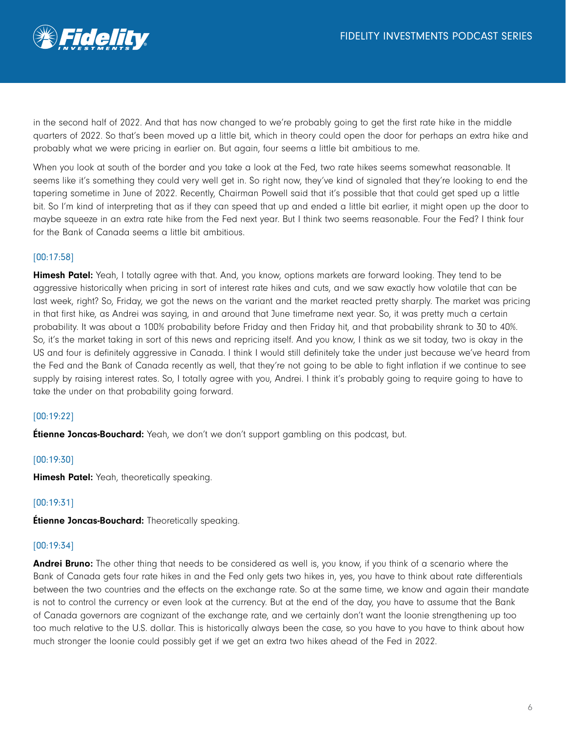in the second half of 2022. And that has now changed to we're probably going to get the first rate hike in the middle quarters of 2022. So that's been moved up a little bit, which in theory could open the door for perhaps an extra hike and probably what we were pricing in earlier on. But again, four seems a little bit ambitious to me.

When you look at south of the border and you take a look at the Fed, two rate hikes seems somewhat reasonable. It seems like it's something they could very well get in. So right now, they've kind of signaled that they're looking to end the tapering sometime in June of 2022. Recently, Chairman Powell said that it's possible that that could get sped up a little bit. So I'm kind of interpreting that as if they can speed that up and ended a little bit earlier, it might open up the door to maybe squeeze in an extra rate hike from the Fed next year. But I think two seems reasonable. Four the Fed? I think four for the Bank of Canada seems a little bit ambitious.

[00:17:58]

**Himesh Patel:** Yeah, I totally agree with that. And, you know, options markets are forward looking. They tend to be aggressive historically when pricing in sort of interest rate hikes and cuts, and we saw exactly how volatile that can be last week, right? So, Friday, we got the news on the variant and the market reacted pretty sharply. The market was pricing in that first hike, as Andrei was saying, in and around that June timeframe next year. So, it was pretty much a certain probability. It was about a 100% probability before Friday and then Friday hit, and that probability shrank to 30 to 40%. So, it's the market taking in sort of this news and repricing itself. And you know, I think as we sit today, two is okay in the US and four is definitely aggressive in Canada. I think I would still definitely take the under just because we've heard from the Fed and the Bank of Canada recently as well, that they're not going to be able to fight inflation if we continue to see supply by raising interest rates. So, I totally agree with you, Andrei. I think it's probably going to require going to have to take the under on that probability going forward.

[00:19:22]

**Étienne Joncas-Bouchard:** Yeah, we don't we don't support gambling on this podcast, but.

[00:19:30]

**Himesh Patel:** Yeah, theoretically speaking.

[00:19:31]

**Étienne Joncas-Bouchard:** Theoretically speaking.

[00:19:34]

**Andrei Bruno:** The other thing that needs to be considered as well is, you know, if you think of a scenario where the Bank of Canada gets four rate hikes in and the Fed only gets two hikes in, yes, you have to think about rate differentials between the two countries and the effects on the exchange rate. So at the same time, we know and again their mandate is not to control the currency or even look at the currency. But at the end of the day, you have to assume that the Bank of Canada governors are cognizant of the exchange rate, and we certainly don't want the loonie strengthening up too too much relative to the U.S. dollar. This is historically always been the case, so you have to you have to think about how much stronger the loonie could possibly get if we get an extra two hikes ahead of the Fed in 2022.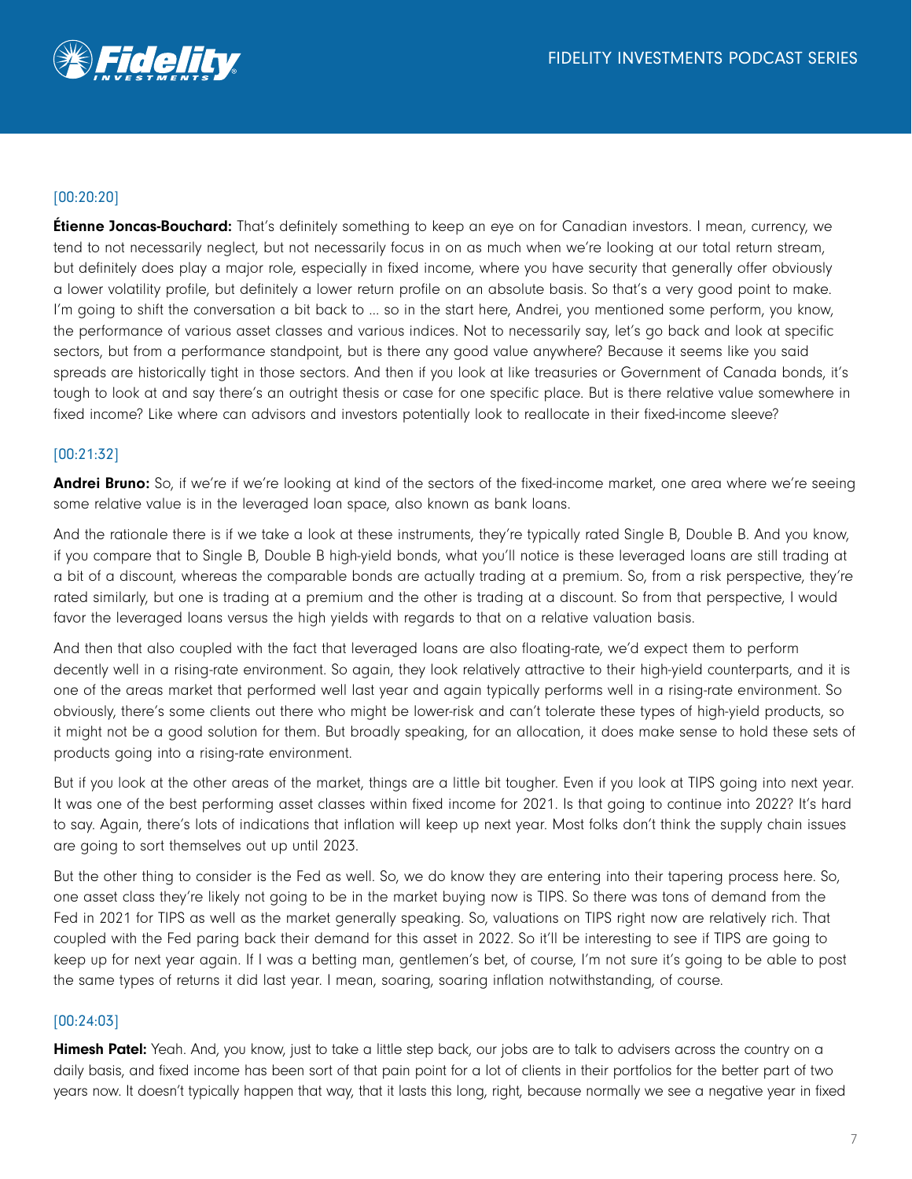[00:20:20]

**Étienne Joncas-Bouchard:** That's definitely something to keep an eye on for Canadian investors. I mean, currency, we tend to not necessarily neglect, but not necessarily focus in on as much when we're looking at our total return stream, but definitely does play a major role, especially in fixed income, where you have security that generally offer obviously a lower volatility profile, but definitely a lower return profile on an absolute basis. So that's a very good point to make. I'm going to shift the conversation a bit back to ... so in the start here, Andrei, you mentioned some perform, you know, the performance of various asset classes and various indices. Not to necessarily say, let's go back and look at specific sectors, but from a performance standpoint, but is there any good value anywhere? Because it seems like you said spreads are historically tight in those sectors. And then if you look at like treasuries or Government of Canada bonds, it's tough to look at and say there's an outright thesis or case for one specific place. But is there relative value somewhere in fixed income? Like where can advisors and investors potentially look to reallocate in their fixed-income sleeve?

[00:21:32]

**Andrei Bruno:** So, if we're if we're looking at kind of the sectors of the fixed-income market, one area where we're seeing some relative value is in the leveraged loan space, also known as bank loans.

And the rationale there is if we take a look at these instruments, they're typically rated Single B, Double B. And you know, if you compare that to Single B, Double B high-yield bonds, what you'll notice is these leveraged loans are still trading at a bit of a discount, whereas the comparable bonds are actually trading at a premium. So, from a risk perspective, they're rated similarly, but one is trading at a premium and the other is trading at a discount. So from that perspective, I would favor the leveraged loans versus the high yields with regards to that on a relative valuation basis.

And then that also coupled with the fact that leveraged loans are also floating-rate, we'd expect them to perform decently well in a rising-rate environment. So again, they look relatively attractive to their high-yield counterparts, and it is one of the areas market that performed well last year and again typically performs well in a rising-rate environment. So obviously, there's some clients out there who might be lower-risk and can't tolerate these types of high-yield products, so it might not be a good solution for them. But broadly speaking, for an allocation, it does make sense to hold these sets of products going into a rising-rate environment.

But if you look at the other areas of the market, things are a little bit tougher. Even if you look at TIPS going into next year. It was one of the best performing asset classes within fixed income for 2021. Is that going to continue into 2022? It's hard to say. Again, there's lots of indications that inflation will keep up next year. Most folks don't think the supply chain issues are going to sort themselves out up until 2023.

But the other thing to consider is the Fed as well. So, we do know they are entering into their tapering process here. So, one asset class they're likely not going to be in the market buying now is TIPS. So there was tons of demand from the Fed in 2021 for TIPS as well as the market generally speaking. So, valuations on TIPS right now are relatively rich. That coupled with the Fed paring back their demand for this asset in 2022. So it'll be interesting to see if TIPS are going to keep up for next year again. If I was a betting man, gentlemen's bet, of course, I'm not sure it's going to be able to post the same types of returns it did last year. I mean, soaring, soaring inflation notwithstanding, of course.

[00:24:03]

**Himesh Patel:** Yeah. And, you know, just to take a little step back, our jobs are to talk to advisers across the country on a daily basis, and fixed income has been sort of that pain point for a lot of clients in their portfolios for the better part of two years now. It doesn't typically happen that way, that it lasts this long, right, because normally we see a negative year in fixed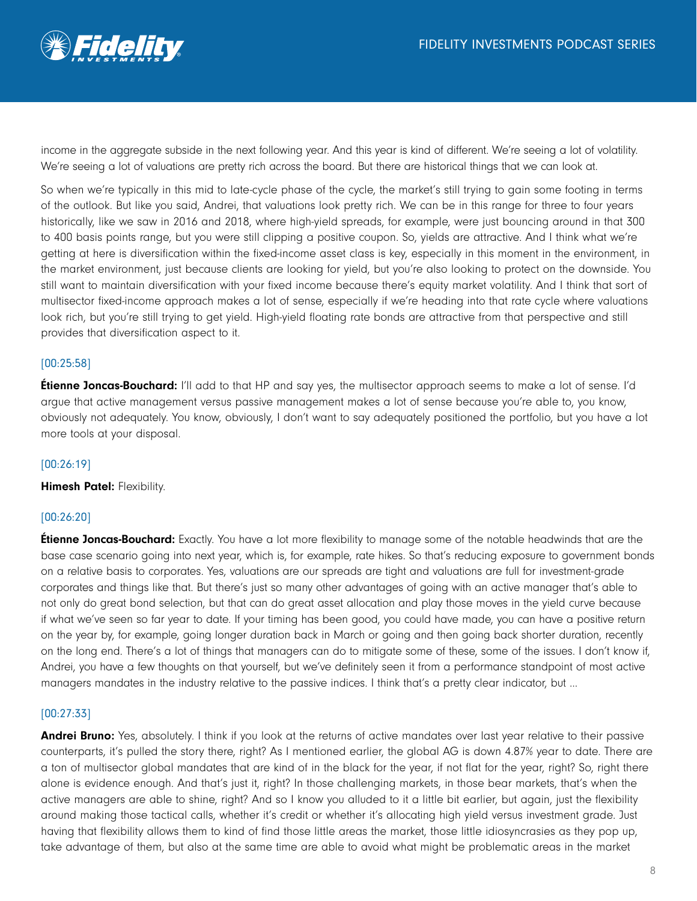income in the aggregate subside in the next following year. And this year is kind of different. We're seeing a lot of volatility. We're seeing a lot of valuations are pretty rich across the board. But there are historical things that we can look at.

So when we're typically in this mid to late-cycle phase of the cycle, the market's still trying to gain some footing in terms of the outlook. But like you said, Andrei, that valuations look pretty rich. We can be in this range for three to four years historically, like we saw in 2016 and 2018, where high-yield spreads, for example, were just bouncing around in that 300 to 400 basis points range, but you were still clipping a positive coupon. So, yields are attractive. And I think what we're getting at here is diversification within the fixed-income asset class is key, especially in this moment in the environment, in the market environment, just because clients are looking for yield, but you're also looking to protect on the downside. You still want to maintain diversification with your fixed income because there's equity market volatility. And I think that sort of multisector fixed-income approach makes a lot of sense, especially if we're heading into that rate cycle where valuations look rich, but you're still trying to get yield. High-yield floating rate bonds are attractive from that perspective and still provides that diversification aspect to it.

[00:25:58]

**Étienne Joncas-Bouchard:** I'll add to that HP and say yes, the multisector approach seems to make a lot of sense. I'd argue that active management versus passive management makes a lot of sense because you're able to, you know, obviously not adequately. You know, obviously, I don't want to say adequately positioned the portfolio, but you have a lot more tools at your disposal.

[00:26:19]

**Himesh Patel:** Flexibility.

[00:26:20]

**Étienne Joncas-Bouchard:** Exactly. You have a lot more flexibility to manage some of the notable headwinds that are the base case scenario going into next year, which is, for example, rate hikes. So that's reducing exposure to government bonds on a relative basis to corporates. Yes, valuations are our spreads are tight and valuations are full for investment-grade corporates and things like that. But there's just so many other advantages of going with an active manager that's able to not only do great bond selection, but that can do great asset allocation and play those moves in the yield curve because if what we've seen so far year to date. If your timing has been good, you could have made, you can have a positive return on the year by, for example, going longer duration back in March or going and then going back shorter duration, recently on the long end. There's a lot of things that managers can do to mitigate some of these, some of the issues. I don't know if, Andrei, you have a few thoughts on that yourself, but we've definitely seen it from a performance standpoint of most active managers mandates in the industry relative to the passive indices. I think that's a pretty clear indicator, but ...

[00:27:33]

**Andrei Bruno:** Yes, absolutely. I think if you look at the returns of active mandates over last year relative to their passive counterparts, it's pulled the story there, right? As I mentioned earlier, the global AG is down 4.87% year to date. There are a ton of multisector global mandates that are kind of in the black for the year, if not flat for the year, right? So, right there alone is evidence enough. And that's just it, right? In those challenging markets, in those bear markets, that's when the active managers are able to shine, right? And so I know you alluded to it a little bit earlier, but again, just the flexibility around making those tactical calls, whether it's credit or whether it's allocating high yield versus investment grade. Just having that flexibility allows them to kind of find those little areas the market, those little idiosyncrasies as they pop up, take advantage of them, but also at the same time are able to avoid what might be problematic areas in the market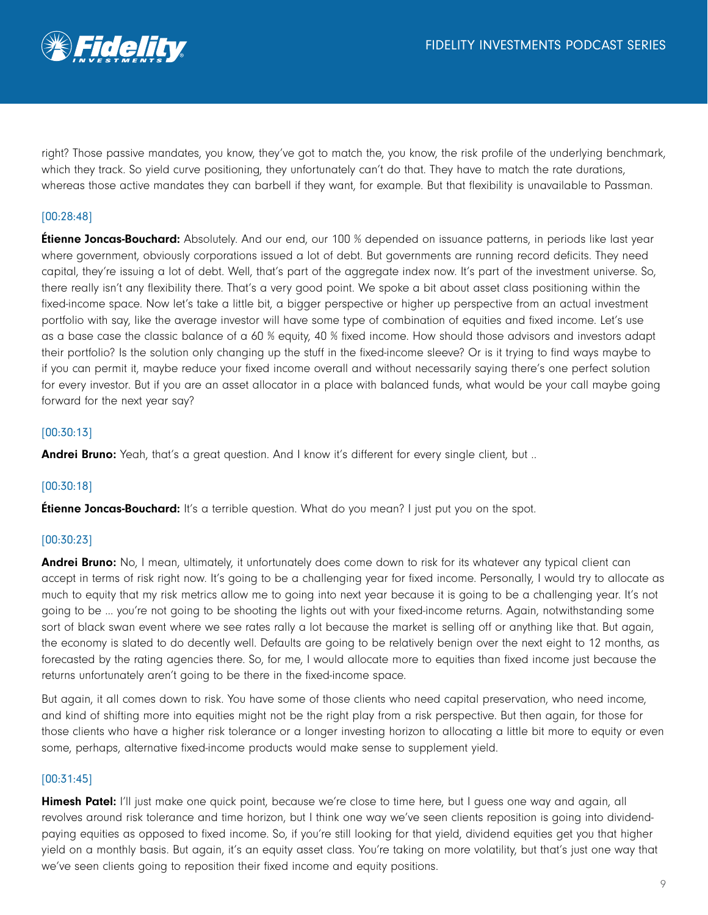right? Those passive mandates, you know, they've got to match the, you know, the risk profile of the underlying benchmark, which they track. So yield curve positioning, they unfortunately can't do that. They have to match the rate durations, whereas those active mandates they can barbell if they want, for example. But that flexibility is unavailable to Passman.

[00:28:48]

**Étienne Joncas-Bouchard:** Absolutely. And our end, our 100 % depended on issuance patterns, in periods like last year where government, obviously corporations issued a lot of debt. But governments are running record deficits. They need capital, they're issuing a lot of debt. Well, that's part of the aggregate index now. It's part of the investment universe. So, there really isn't any flexibility there. That's a very good point. We spoke a bit about asset class positioning within the fixed-income space. Now let's take a little bit, a bigger perspective or higher up perspective from an actual investment portfolio with say, like the average investor will have some type of combination of equities and fixed income. Let's use as a base case the classic balance of a 60 % equity, 40 % fixed income. How should those advisors and investors adapt their portfolio? Is the solution only changing up the stuff in the fixed-income sleeve? Or is it trying to find ways maybe to if you can permit it, maybe reduce your fixed income overall and without necessarily saying there's one perfect solution for every investor. But if you are an asset allocator in a place with balanced funds, what would be your call maybe going forward for the next year say?

[00:30:13]

**Andrei Bruno:** Yeah, that's a great question. And I know it's different for every single client, but ..

[00:30:18]

**Étienne Joncas-Bouchard:** It's a terrible question. What do you mean? I just put you on the spot.

[00:30:23]

**Andrei Bruno:** No, I mean, ultimately, it unfortunately does come down to risk for its whatever any typical client can accept in terms of risk right now. It's going to be a challenging year for fixed income. Personally, I would try to allocate as much to equity that my risk metrics allow me to going into next year because it is going to be a challenging year. It's not going to be ... you're not going to be shooting the lights out with your fixed-income returns. Again, notwithstanding some sort of black swan event where we see rates rally a lot because the market is selling off or anything like that. But again, the economy is slated to do decently well. Defaults are going to be relatively benign over the next eight to 12 months, as forecasted by the rating agencies there. So, for me, I would allocate more to equities than fixed income just because the returns unfortunately aren't going to be there in the fixed-income space.

But again, it all comes down to risk. You have some of those clients who need capital preservation, who need income, and kind of shifting more into equities might not be the right play from a risk perspective. But then again, for those for those clients who have a higher risk tolerance or a longer investing horizon to allocating a little bit more to equity or even some, perhaps, alternative fixed-income products would make sense to supplement yield.

[00:31:45]

**Himesh Patel:** I'll just make one quick point, because we're close to time here, but I guess one way and again, all revolves around risk tolerance and time horizon, but I think one way we've seen clients reposition is going into dividend-paying equities as opposed to fixed income. So, if you're still looking for that yield, dividend equities get you that higher yield on a monthly basis. But again, it's an equity asset class. You're taking on more volatility, but that's just one way that we've seen clients going to reposition their fixed income and equity positions.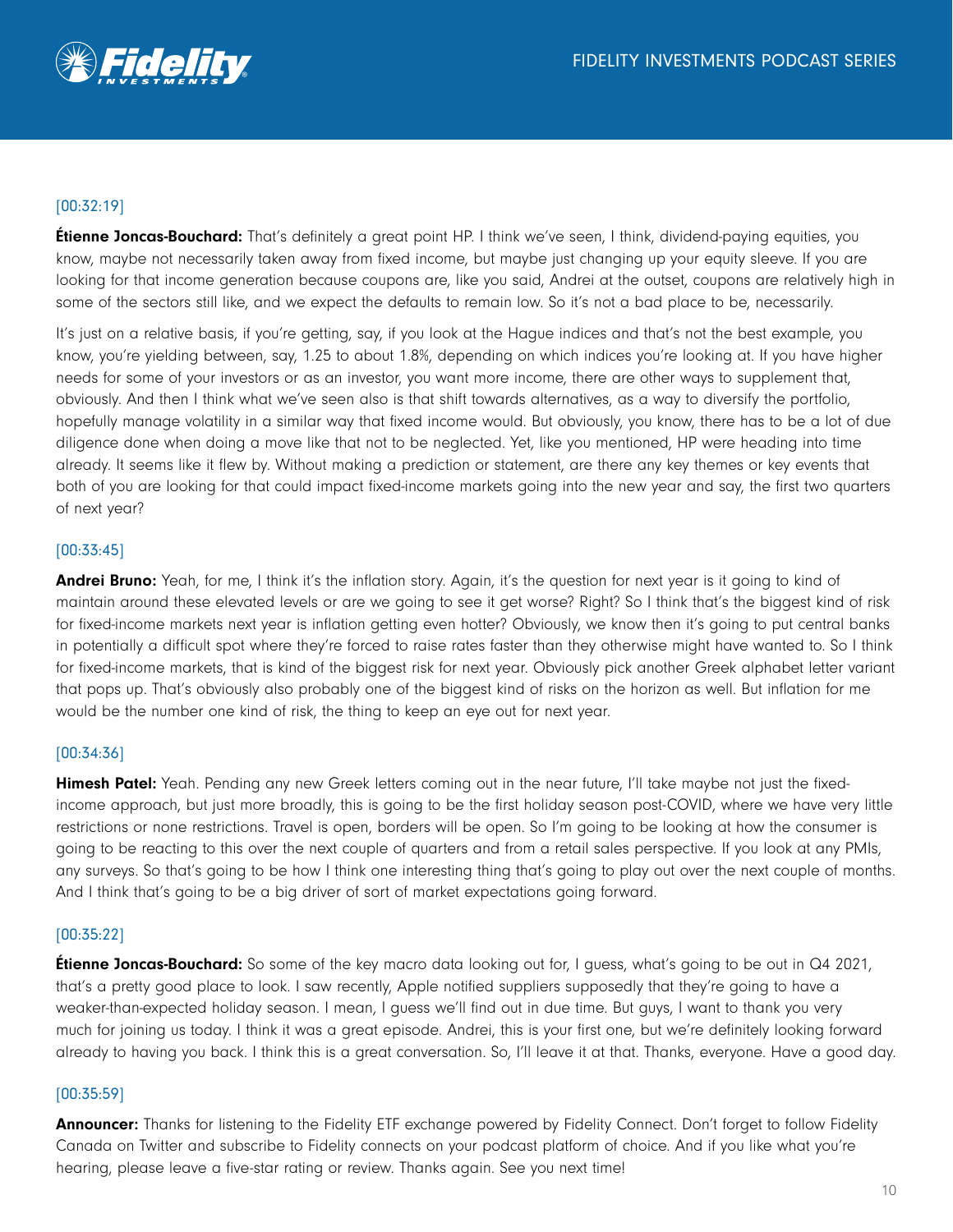[00:32:19]

**Étienne Joncas-Bouchard:** That's definitely a great point HP. I think we've seen, I think, dividend-paying equities, you know, maybe not necessarily taken away from fixed income, but maybe just changing up your equity sleeve. If you are looking for that income generation because coupons are, like you said, Andrei at the outset, coupons are relatively high in some of the sectors still like, and we expect the defaults to remain low. So it's not a bad place to be, necessarily.

It's just on a relative basis, if you're getting, say, if you look at the Hague indices and that's not the best example, you know, you're yielding between, say, 1.25 to about 1.8%, depending on which indices you're looking at. If you have higher needs for some of your investors or as an investor, you want more income, there are other ways to supplement that, obviously. And then I think what we've seen also is that shift towards alternatives, as a way to diversify the portfolio, hopefully manage volatility in a similar way that fixed income would. But obviously, you know, there has to be a lot of due diligence done when doing a move like that not to be neglected. Yet, like you mentioned, HP were heading into time already. It seems like it flew by. Without making a prediction or statement, are there any key themes or key events that both of you are looking for that could impact fixed-income markets going into the new year and say, the first two quarters of next year?

[00:33:45]

**Andrei Bruno:** Yeah, for me, I think it's the inflation story. Again, it's the question for next year is it going to kind of maintain around these elevated levels or are we going to see it get worse? Right? So I think that's the biggest kind of risk for fixed-income markets next year is inflation getting even hotter? Obviously, we know then it's going to put central banks in potentially a difficult spot where they're forced to raise rates faster than they otherwise might have wanted to. So I think for fixed-income markets, that is kind of the biggest risk for next year. Obviously pick another Greek alphabet letter variant that pops up. That's obviously also probably one of the biggest kind of risks on the horizon as well. But inflation for me would be the number one kind of risk, the thing to keep an eye out for next year.

[00:34:36]

**Himesh Patel:** Yeah. Pending any new Greek letters coming out in the near future, I'll take maybe not just the fixed-income approach, but just more broadly, this is going to be the first holiday season post-COVID, where we have very little restrictions or none restrictions. Travel is open, borders will be open. So I'm going to be looking at how the consumer is going to be reacting to this over the next couple of quarters and from a retail sales perspective. If you look at any PMIs, any surveys. So that's going to be how I think one interesting thing that's going to play out over the next couple of months. And I think that's going to be a big driver of sort of market expectations going forward.

[00:35:22]

**Étienne Joncas-Bouchard:** So some of the key macro data looking out for, I guess, what's going to be out in Q4 2021, that's a pretty good place to look. I saw recently, Apple notified suppliers supposedly that they're going to have a weaker-than-expected holiday season. I mean, I guess we'll find out in due time. But guys, I want to thank you very much for joining us today. I think it was a great episode. Andrei, this is your first one, but we're definitely looking forward already to having you back. I think this is a great conversation. So, I'll leave it at that. Thanks, everyone. Have a good day.

[00:35:59]

**Announcer:** Thanks for listening to the Fidelity ETF exchange powered by Fidelity Connect. Don't forget to follow Fidelity Canada on Twitter and subscribe to Fidelity connects on your podcast platform of choice. And if you like what you're hearing, please leave a five-star rating or review. Thanks again. See you next time!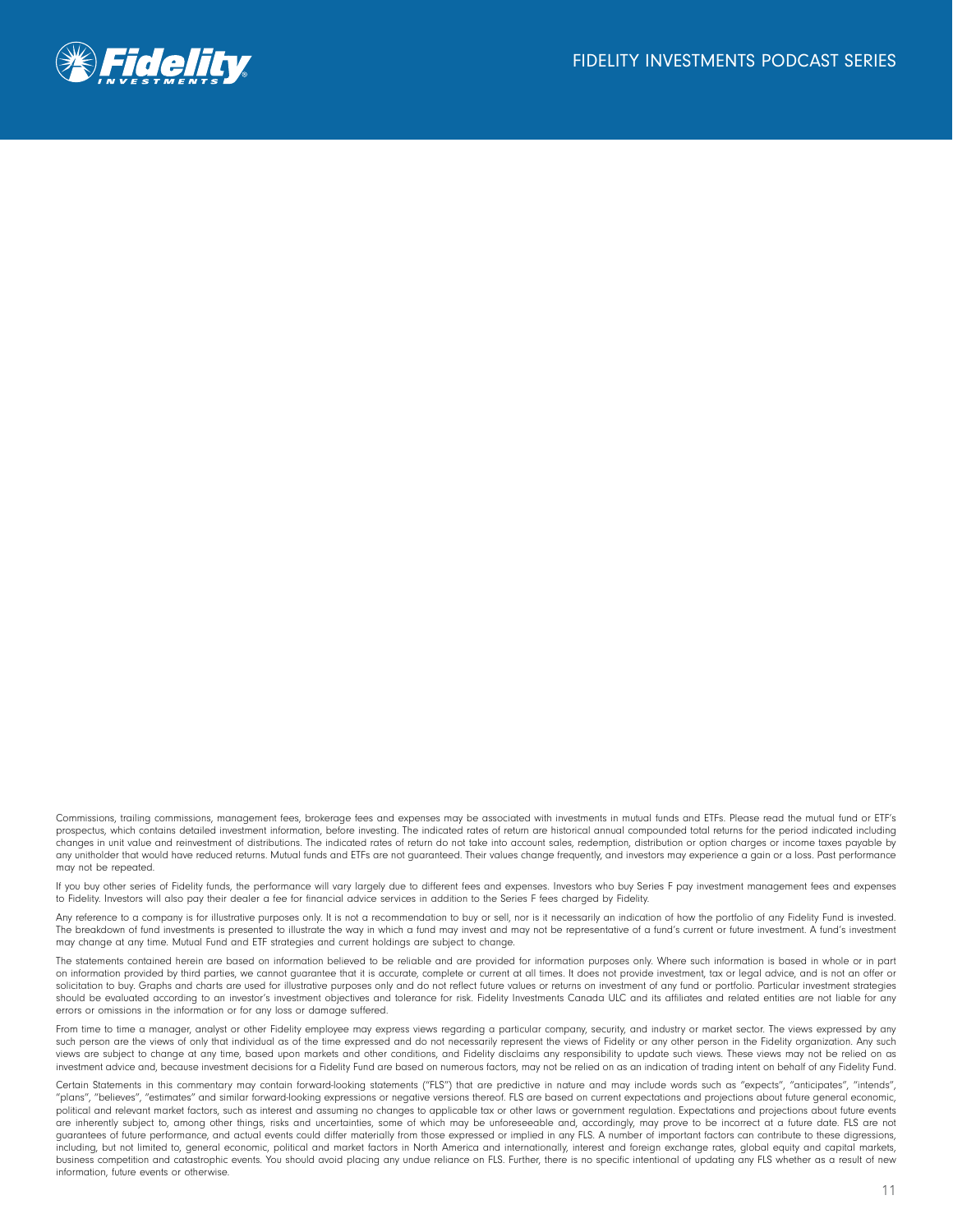Commissions, trailing commissions, management fees, brokerage fees and expenses may be associated with investments in mutual funds and ETFs. Please read the mutual fund or ETF's prospectus, which contains detailed investment information, before investing. The indicated rates of return are historical annual compounded total returns for the period indicated including changes in unit value and reinvestment of distributions. The indicated rates of return do not take into account sales, redemption, distribution or option charges or income taxes payable by any unitholder that would have reduced returns. Mutual funds and ETFs are not guaranteed. Their values change frequently, and investors may experience a gain or a loss. Past performance may not be repeated.

If you buy other series of Fidelity funds, the performance will vary largely due to different fees and expenses. Investors who buy Series F pay investment management fees and expenses to Fidelity. Investors will also pay their dealer a fee for financial advice services in addition to the Series F fees charged by Fidelity.

Any reference to a company is for illustrative purposes only. It is not a recommendation to buy or sell, nor is it necessarily an indication of how the portfolio of any Fidelity Fund is invested. The breakdown of fund investments is presented to illustrate the way in which a fund may invest and may not be representative of a fund's current or future investment. A fund's investment may change at any time. Mutual Fund and ETF strategies and current holdings are subject to change.

The statements contained herein are based on information believed to be reliable and are provided for information purposes only. Where such information is based in whole or in part on information provided by third parties, we cannot guarantee that it is accurate, complete or current at all times. It does not provide investment, tax or legal advice, and is not an offer or solicitation to buy. Graphs and charts are used for illustrative purposes only and do not reflect future values or returns on investment of any fund or portfolio. Particular investment strategies should be evaluated according to an investor's investment objectives and tolerance for risk. Fidelity Investments Canada ULC and its affiliates and related entities are not liable for any errors or omissions in the information or for any loss or damage suffered.

From time to time a manager, analyst or other Fidelity employee may express views regarding a particular company, security, and industry or market sector. The views expressed by any such person are the views of only that individual as of the time expressed and do not necessarily represent the views of Fidelity or any other person in the Fidelity organization. Any such views are subject to change at any time, based upon markets and other conditions, and Fidelity disclaims any responsibility to update such views. These views may not be relied on as investment advice and, because investment decisions for a Fidelity Fund are based on numerous factors, may not be relied on as an indication of trading intent on behalf of any Fidelity Fund.

Certain Statements in this commentary may contain forward-looking statements ("FLS") that are predictive in nature and may include words such as "expects", "anticipates", "intends", "plans", "believes", "estimates" and similar forward-looking expressions or negative versions thereof. FLS are based on current expectations and projections about future general economic, political and relevant market factors, such as interest and assuming no changes to applicable tax or other laws or government regulation. Expectations and projections about future events are inherently subject to, among other things, risks and uncertainties, some of which may be unforeseeable and, accordingly, may prove to be incorrect at a future date. FLS are not guarantees of future performance, and actual events could differ materially from those expressed or implied in any FLS. A number of important factors can contribute to these digressions, including, but not limited to, general economic, political and market factors in North America and internationally, interest and foreign exchange rates, global equity and capital markets, business competition and catastrophic events. You should avoid placing any undue reliance on FLS. Further, there is no specific intentional of updating any FLS whether as a result of new information, future events or otherwise.